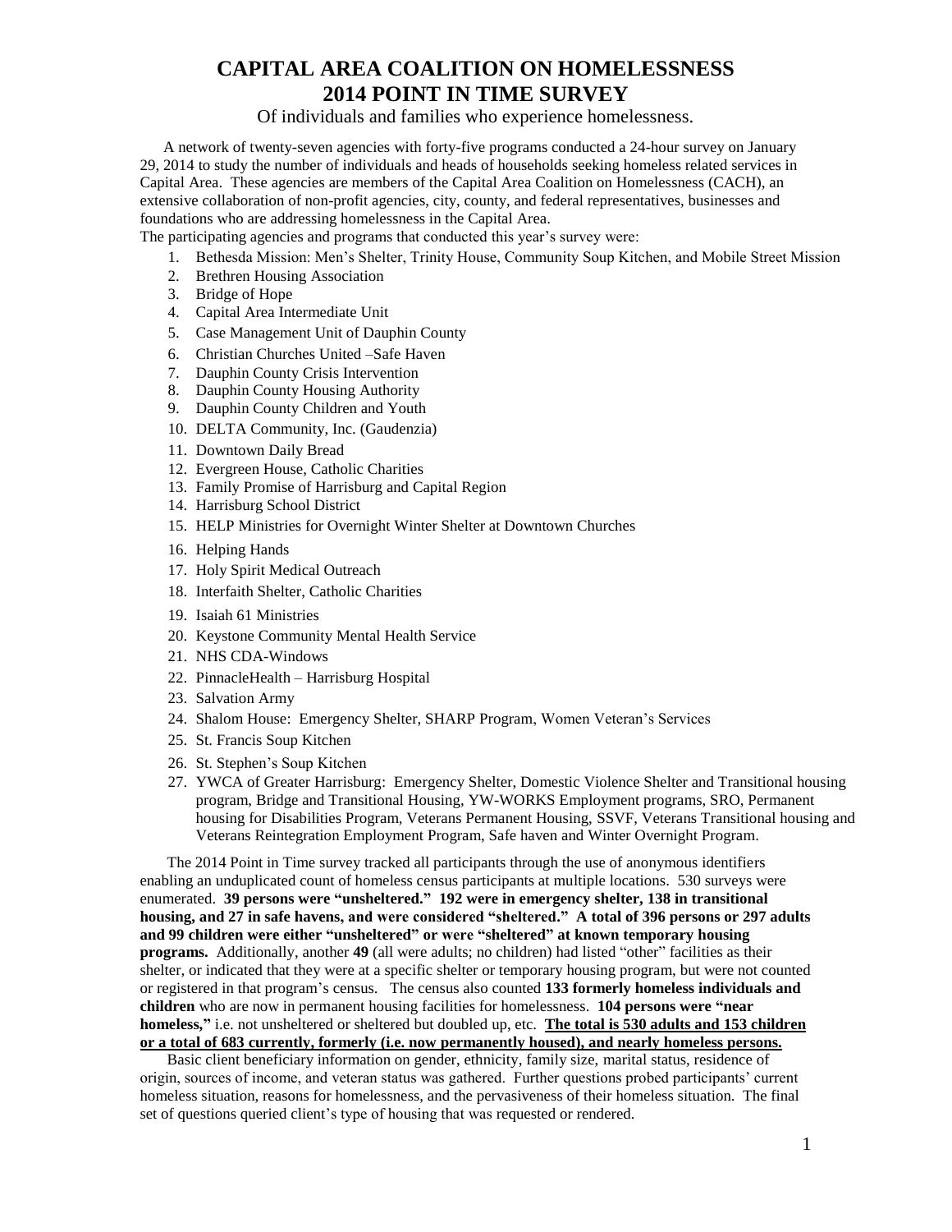# CAPITAL AREA COALITION ON HOMELESSNESS
# 2014 POINT IN TIME SURVEY

Of individuals and families who experience homelessness.

A network of twenty-seven agencies with forty-five programs conducted a 24-hour survey on January 29, 2014 to study the number of individuals and heads of households seeking homeless related services in Capital Area. These agencies are members of the Capital Area Coalition on Homelessness (CACH), an extensive collaboration of non-profit agencies, city, county, and federal representatives, businesses and foundations who are addressing homelessness in the Capital Area.

The participating agencies and programs that conducted this year's survey were:

1. Bethesda Mission: Men's Shelter, Trinity House, Community Soup Kitchen, and Mobile Street Mission
2. Brethren Housing Association
3. Bridge of Hope
4. Capital Area Intermediate Unit
5. Case Management Unit of Dauphin County
6. Christian Churches United –Safe Haven
7. Dauphin County Crisis Intervention
8. Dauphin County Housing Authority
9. Dauphin County Children and Youth
10. DELTA Community, Inc. (Gaudenzia)
11. Downtown Daily Bread
12. Evergreen House, Catholic Charities
13. Family Promise of Harrisburg and Capital Region
14. Harrisburg School District
15. HELP Ministries for Overnight Winter Shelter at Downtown Churches
16. Helping Hands
17. Holy Spirit Medical Outreach
18. Interfaith Shelter, Catholic Charities
19. Isaiah 61 Ministries
20. Keystone Community Mental Health Service
21. NHS CDA-Windows
22. PinnacleHealth – Harrisburg Hospital
23. Salvation Army
24. Shalom House: Emergency Shelter, SHARP Program, Women Veteran's Services
25. St. Francis Soup Kitchen
26. St. Stephen's Soup Kitchen
27. YWCA of Greater Harrisburg: Emergency Shelter, Domestic Violence Shelter and Transitional housing program, Bridge and Transitional Housing, YW-WORKS Employment programs, SRO, Permanent housing for Disabilities Program, Veterans Permanent Housing, SSVF, Veterans Transitional housing and Veterans Reintegration Employment Program, Safe haven and Winter Overnight Program.

The 2014 Point in Time survey tracked all participants through the use of anonymous identifiers enabling an unduplicated count of homeless census participants at multiple locations. 530 surveys were enumerated. **39 persons were "unsheltered." 192 were in emergency shelter, 138 in transitional housing, and 27 in safe havens, and were considered "sheltered." A total of 396 persons or 297 adults and 99 children were either "unsheltered" or were "sheltered" at known temporary housing programs.** Additionally, another **49** (all were adults; no children) had listed "other" facilities as their shelter, or indicated that they were at a specific shelter or temporary housing program, but were not counted or registered in that program's census. The census also counted **133 formerly homeless individuals and children** who are now in permanent housing facilities for homelessness. **104 persons were "near homeless,"** i.e. not unsheltered or sheltered but doubled up, etc. **<u>The total is 530 adults and 153 children or a total of 683 currently, formerly (i.e. now permanently housed), and nearly homeless persons.</u>**

Basic client beneficiary information on gender, ethnicity, family size, marital status, residence of origin, sources of income, and veteran status was gathered. Further questions probed participants' current homeless situation, reasons for homelessness, and the pervasiveness of their homeless situation. The final set of questions queried client's type of housing that was requested or rendered.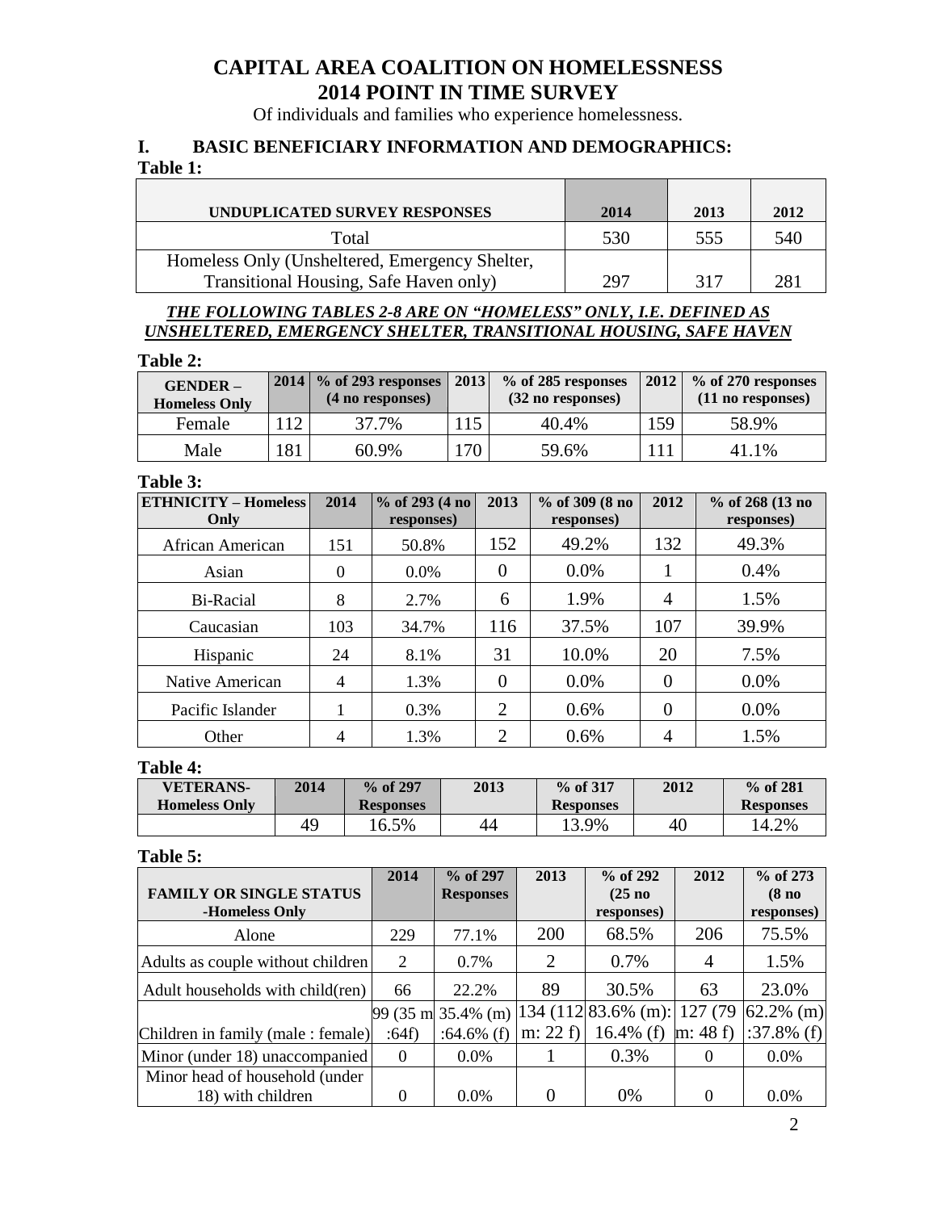# CAPITAL AREA COALITION ON HOMELESSNESS
# 2014 POINT IN TIME SURVEY

Of individuals and families who experience homelessness.

## I. BASIC BENEFICIARY INFORMATION AND DEMOGRAPHICS:

**Table 1:**

| UNDUPLICATED SURVEY RESPONSES | 2014 | 2013 | 2012 |
|---|---|---|---|
| Total | 530 | 555 | 540 |
| Homeless Only (Unsheltered, Emergency Shelter, Transitional Housing, Safe Haven only) | 297 | 317 | 281 |

***THE FOLLOWING TABLES 2-8 ARE ON "HOMELESS" ONLY, I.E. DEFINED AS UNSHELTERED, EMERGENCY SHELTER, TRANSITIONAL HOUSING, SAFE HAVEN***

**Table 2:**

| GENDER – Homeless Only | 2014 | % of 293 responses (4 no responses) | 2013 | % of 285 responses (32 no responses) | 2012 | % of 270 responses (11 no responses) |
|---|---|---|---|---|---|---|
| Female | 112 | 37.7% | 115 | 40.4% | 159 | 58.9% |
| Male | 181 | 60.9% | 170 | 59.6% | 111 | 41.1% |

**Table 3:**

| ETHNICITY – Homeless Only | 2014 | % of 293 (4 no responses) | 2013 | % of 309 (8 no responses) | 2012 | % of 268 (13 no responses) |
|---|---|---|---|---|---|---|
| African American | 151 | 50.8% | 152 | 49.2% | 132 | 49.3% |
| Asian | 0 | 0.0% | 0 | 0.0% | 1 | 0.4% |
| Bi-Racial | 8 | 2.7% | 6 | 1.9% | 4 | 1.5% |
| Caucasian | 103 | 34.7% | 116 | 37.5% | 107 | 39.9% |
| Hispanic | 24 | 8.1% | 31 | 10.0% | 20 | 7.5% |
| Native American | 4 | 1.3% | 0 | 0.0% | 0 | 0.0% |
| Pacific Islander | 1 | 0.3% | 2 | 0.6% | 0 | 0.0% |
| Other | 4 | 1.3% | 2 | 0.6% | 4 | 1.5% |

**Table 4:**

| VETERANS-Homeless Only | 2014 | % of 297 Responses | 2013 | % of 317 Responses | 2012 | % of 281 Responses |
|---|---|---|---|---|---|---|
| | 49 | 16.5% | 44 | 13.9% | 40 | 14.2% |

**Table 5:**

| FAMILY OR SINGLE STATUS -Homeless Only | 2014 | % of 297 Responses | 2013 | % of 292 (25 no responses) | 2012 | % of 273 (8 no responses) |
|---|---|---|---|---|---|---|
| Alone | 229 | 77.1% | 200 | 68.5% | 206 | 75.5% |
| Adults as couple without children | 2 | 0.7% | 2 | 0.7% | 4 | 1.5% |
| Adult households with child(ren) | 66 | 22.2% | 89 | 30.5% | 63 | 23.0% |
| Children in family (male : female) | 99 (35 m :64f) | 35.4% (m) :64.6% (f) | 134 (112 m: 22 f) | 83.6% (m): 16.4% (f) | 127 (79 m: 48 f) | 62.2% (m) :37.8% (f) |
| Minor (under 18) unaccompanied | 0 | 0.0% | 1 | 0.3% | 0 | 0.0% |
| Minor head of household (under 18) with children | 0 | 0.0% | 0 | 0% | 0 | 0.0% |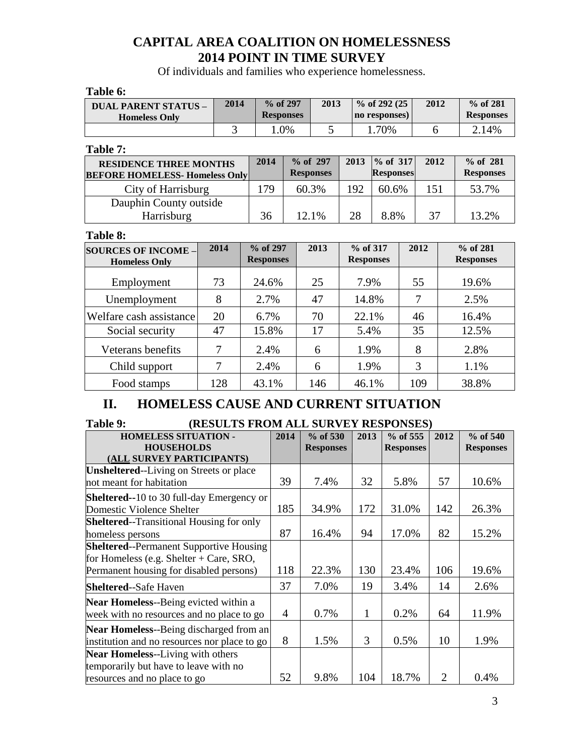# CAPITAL AREA COALITION ON HOMELESSNESS
# 2014 POINT IN TIME SURVEY

Of individuals and families who experience homelessness.

**Table 6:**

| DUAL PARENT STATUS – Homeless Only | 2014 | % of 297 Responses | 2013 | % of 292 (25 no responses) | 2012 | % of 281 Responses |
|---|---|---|---|---|---|---|
| | 3 | 1.0% | 5 | 1.70% | 6 | 2.14% |

**Table 7:**

| RESIDENCE THREE MONTHS BEFORE HOMELESS- Homeless Only | 2014 | % of 297 Responses | 2013 | % of 317 Responses | 2012 | % of 281 Responses |
|---|---|---|---|---|---|---|
| City of Harrisburg | 179 | 60.3% | 192 | 60.6% | 151 | 53.7% |
| Dauphin County outside Harrisburg | 36 | 12.1% | 28 | 8.8% | 37 | 13.2% |

**Table 8:**

| SOURCES OF INCOME – Homeless Only | 2014 | % of 297 Responses | 2013 | % of 317 Responses | 2012 | % of 281 Responses |
|---|---|---|---|---|---|---|
| Employment | 73 | 24.6% | 25 | 7.9% | 55 | 19.6% |
| Unemployment | 8 | 2.7% | 47 | 14.8% | 7 | 2.5% |
| Welfare cash assistance | 20 | 6.7% | 70 | 22.1% | 46 | 16.4% |
| Social security | 47 | 15.8% | 17 | 5.4% | 35 | 12.5% |
| Veterans benefits | 7 | 2.4% | 6 | 1.9% | 8 | 2.8% |
| Child support | 7 | 2.4% | 6 | 1.9% | 3 | 1.1% |
| Food stamps | 128 | 43.1% | 146 | 46.1% | 109 | 38.8% |

## II. HOMELESS CAUSE AND CURRENT SITUATION

**Table 9:** **(RESULTS FROM ALL SURVEY RESPONSES)**

| HOMELESS SITUATION - HOUSEHOLDS (ALL SURVEY PARTICIPANTS) | 2014 | % of 530 Responses | 2013 | % of 555 Responses | 2012 | % of 540 Responses |
|---|---|---|---|---|---|---|
| **Unsheltered**--Living on Streets or place not meant for habitation | 39 | 7.4% | 32 | 5.8% | 57 | 10.6% |
| **Sheltered**--10 to 30 full-day Emergency or Domestic Violence Shelter | 185 | 34.9% | 172 | 31.0% | 142 | 26.3% |
| **Sheltered**--Transitional Housing for only homeless persons | 87 | 16.4% | 94 | 17.0% | 82 | 15.2% |
| **Sheltered**--Permanent Supportive Housing for Homeless (e.g. Shelter + Care, SRO, Permanent housing for disabled persons) | 118 | 22.3% | 130 | 23.4% | 106 | 19.6% |
| **Sheltered**--Safe Haven | 37 | 7.0% | 19 | 3.4% | 14 | 2.6% |
| **Near Homeless**--Being evicted within a week with no resources and no place to go | 4 | 0.7% | 1 | 0.2% | 64 | 11.9% |
| **Near Homeless**--Being discharged from an institution and no resources nor place to go | 8 | 1.5% | 3 | 0.5% | 10 | 1.9% |
| **Near Homeless**--Living with others temporarily but have to leave with no resources and no place to go | 52 | 9.8% | 104 | 18.7% | 2 | 0.4% |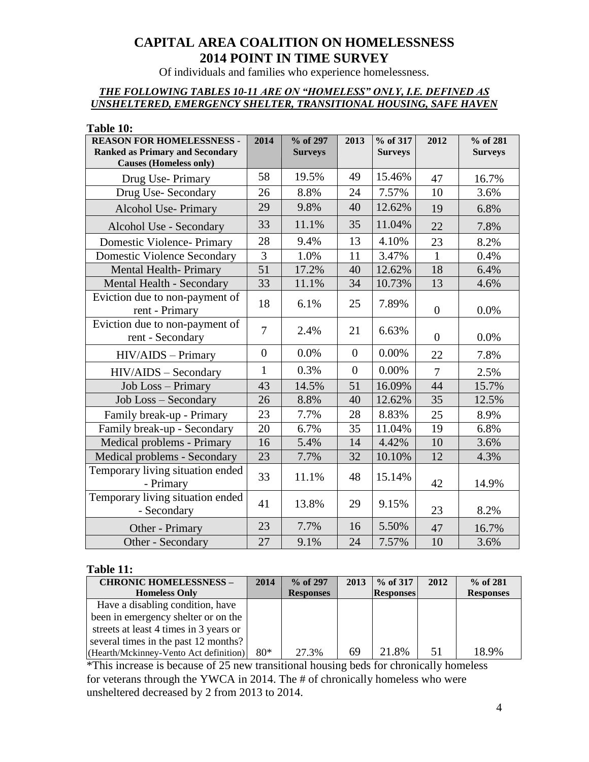# CAPITAL AREA COALITION ON HOMELESSNESS
# 2014 POINT IN TIME SURVEY

Of individuals and families who experience homelessness.

***THE FOLLOWING TABLES 10-11 ARE ON "HOMELESS" ONLY, I.E. DEFINED AS UNSHELTERED, EMERGENCY SHELTER, TRANSITIONAL HOUSING, SAFE HAVEN***

**Table 10:**

| REASON FOR HOMELESSNESS - Ranked as Primary and Secondary Causes (Homeless only) | 2014 | % of 297 Surveys | 2013 | % of 317 Surveys | 2012 | % of 281 Surveys |
|---|---|---|---|---|---|---|
| Drug Use- Primary | 58 | 19.5% | 49 | 15.46% | 47 | 16.7% |
| Drug Use- Secondary | 26 | 8.8% | 24 | 7.57% | 10 | 3.6% |
| Alcohol Use- Primary | 29 | 9.8% | 40 | 12.62% | 19 | 6.8% |
| Alcohol Use - Secondary | 33 | 11.1% | 35 | 11.04% | 22 | 7.8% |
| Domestic Violence- Primary | 28 | 9.4% | 13 | 4.10% | 23 | 8.2% |
| Domestic Violence Secondary | 3 | 1.0% | 11 | 3.47% | 1 | 0.4% |
| Mental Health- Primary | 51 | 17.2% | 40 | 12.62% | 18 | 6.4% |
| Mental Health - Secondary | 33 | 11.1% | 34 | 10.73% | 13 | 4.6% |
| Eviction due to non-payment of rent - Primary | 18 | 6.1% | 25 | 7.89% | 0 | 0.0% |
| Eviction due to non-payment of rent - Secondary | 7 | 2.4% | 21 | 6.63% | 0 | 0.0% |
| HIV/AIDS – Primary | 0 | 0.0% | 0 | 0.00% | 22 | 7.8% |
| HIV/AIDS – Secondary | 1 | 0.3% | 0 | 0.00% | 7 | 2.5% |
| Job Loss – Primary | 43 | 14.5% | 51 | 16.09% | 44 | 15.7% |
| Job Loss – Secondary | 26 | 8.8% | 40 | 12.62% | 35 | 12.5% |
| Family break-up - Primary | 23 | 7.7% | 28 | 8.83% | 25 | 8.9% |
| Family break-up - Secondary | 20 | 6.7% | 35 | 11.04% | 19 | 6.8% |
| Medical problems - Primary | 16 | 5.4% | 14 | 4.42% | 10 | 3.6% |
| Medical problems - Secondary | 23 | 7.7% | 32 | 10.10% | 12 | 4.3% |
| Temporary living situation ended - Primary | 33 | 11.1% | 48 | 15.14% | 42 | 14.9% |
| Temporary living situation ended - Secondary | 41 | 13.8% | 29 | 9.15% | 23 | 8.2% |
| Other - Primary | 23 | 7.7% | 16 | 5.50% | 47 | 16.7% |
| Other - Secondary | 27 | 9.1% | 24 | 7.57% | 10 | 3.6% |

**Table 11:**

| CHRONIC HOMELESSNESS – Homeless Only | 2014 | % of 297 Responses | 2013 | % of 317 Responses | 2012 | % of 281 Responses |
|---|---|---|---|---|---|---|
| Have a disabling condition, have been in emergency shelter or on the streets at least 4 times in 3 years or several times in the past 12 months? (Hearth/Mckinney-Vento Act definition) | 80* | 27.3% | 69 | 21.8% | 51 | 18.9% |

*This increase is because of 25 new transitional housing beds for chronically homeless for veterans through the YWCA in 2014. The # of chronically homeless who were unsheltered decreased by 2 from 2013 to 2014.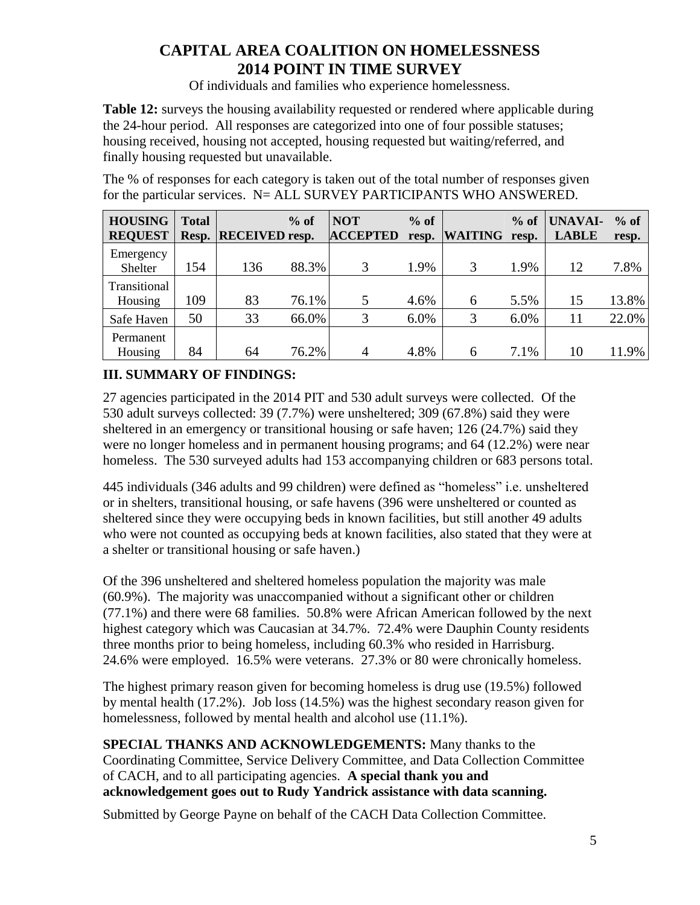# CAPITAL AREA COALITION ON HOMELESSNESS
# 2014 POINT IN TIME SURVEY

Of individuals and families who experience homelessness.

**Table 12:** surveys the housing availability requested or rendered where applicable during the 24-hour period. All responses are categorized into one of four possible statuses; housing received, housing not accepted, housing requested but waiting/referred, and finally housing requested but unavailable.

The % of responses for each category is taken out of the total number of responses given for the particular services. N= ALL SURVEY PARTICIPANTS WHO ANSWERED.

| HOUSING REQUEST | Total Resp. | RECEIVED | % of resp. | NOT ACCEPTED | % of resp. | WAITING | % of resp. | UNAVAI-LABLE | % of resp. |
|---|---|---|---|---|---|---|---|---|---|
| Emergency Shelter | 154 | 136 | 88.3% | 3 | 1.9% | 3 | 1.9% | 12 | 7.8% |
| Transitional Housing | 109 | 83 | 76.1% | 5 | 4.6% | 6 | 5.5% | 15 | 13.8% |
| Safe Haven | 50 | 33 | 66.0% | 3 | 6.0% | 3 | 6.0% | 11 | 22.0% |
| Permanent Housing | 84 | 64 | 76.2% | 4 | 4.8% | 6 | 7.1% | 10 | 11.9% |

## III. SUMMARY OF FINDINGS:

27 agencies participated in the 2014 PIT and 530 adult surveys were collected. Of the 530 adult surveys collected: 39 (7.7%) were unsheltered; 309 (67.8%) said they were sheltered in an emergency or transitional housing or safe haven; 126 (24.7%) said they were no longer homeless and in permanent housing programs; and 64 (12.2%) were near homeless. The 530 surveyed adults had 153 accompanying children or 683 persons total.

445 individuals (346 adults and 99 children) were defined as "homeless" i.e. unsheltered or in shelters, transitional housing, or safe havens (396 were unsheltered or counted as sheltered since they were occupying beds in known facilities, but still another 49 adults who were not counted as occupying beds at known facilities, also stated that they were at a shelter or transitional housing or safe haven.)

Of the 396 unsheltered and sheltered homeless population the majority was male (60.9%). The majority was unaccompanied without a significant other or children (77.1%) and there were 68 families. 50.8% were African American followed by the next highest category which was Caucasian at 34.7%. 72.4% were Dauphin County residents three months prior to being homeless, including 60.3% who resided in Harrisburg. 24.6% were employed. 16.5% were veterans. 27.3% or 80 were chronically homeless.

The highest primary reason given for becoming homeless is drug use (19.5%) followed by mental health (17.2%). Job loss (14.5%) was the highest secondary reason given for homelessness, followed by mental health and alcohol use (11.1%).

**SPECIAL THANKS AND ACKNOWLEDGEMENTS:** Many thanks to the Coordinating Committee, Service Delivery Committee, and Data Collection Committee of CACH, and to all participating agencies. **A special thank you and acknowledgement goes out to Rudy Yandrick assistance with data scanning.**

Submitted by George Payne on behalf of the CACH Data Collection Committee.